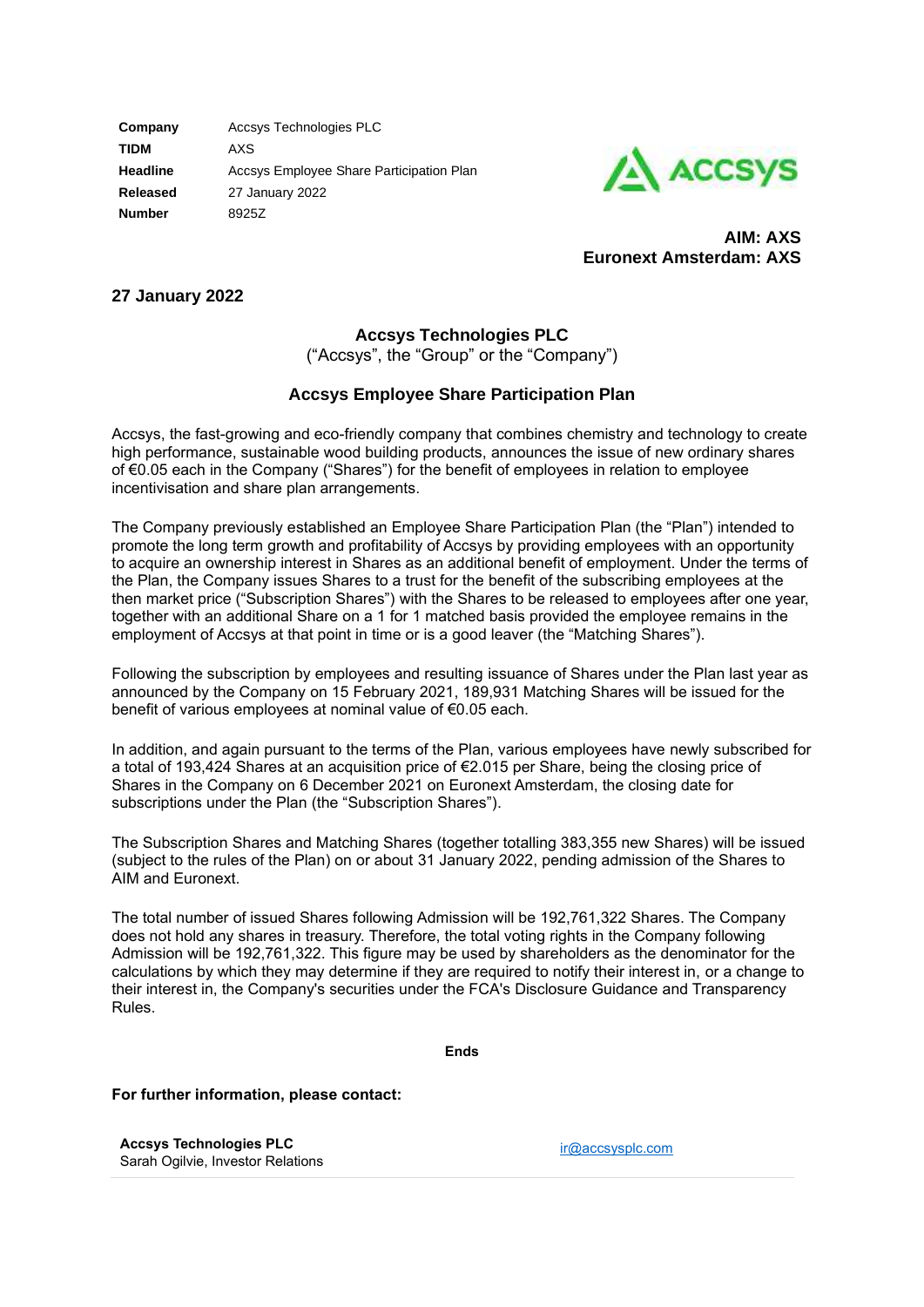| | |
|---|---|
| **Company** | Accsys Technologies PLC |
| **TIDM** | AXS |
| **Headline** | Accsys Employee Share Participation Plan |
| **Released** | 27 January 2022 |
| **Number** | 8925Z |

**AIM: AXS**
**Euronext Amsterdam: AXS**

**27 January 2022**

## Accsys Technologies PLC

("Accsys", the "Group" or the "Company")

## Accsys Employee Share Participation Plan

Accsys, the fast-growing and eco-friendly company that combines chemistry and technology to create high performance, sustainable wood building products, announces the issue of new ordinary shares of €0.05 each in the Company ("Shares") for the benefit of employees in relation to employee incentivisation and share plan arrangements.

The Company previously established an Employee Share Participation Plan (the "Plan") intended to promote the long term growth and profitability of Accsys by providing employees with an opportunity to acquire an ownership interest in Shares as an additional benefit of employment. Under the terms of the Plan, the Company issues Shares to a trust for the benefit of the subscribing employees at the then market price ("Subscription Shares") with the Shares to be released to employees after one year, together with an additional Share on a 1 for 1 matched basis provided the employee remains in the employment of Accsys at that point in time or is a good leaver (the "Matching Shares").

Following the subscription by employees and resulting issuance of Shares under the Plan last year as announced by the Company on 15 February 2021, 189,931 Matching Shares will be issued for the benefit of various employees at nominal value of €0.05 each.

In addition, and again pursuant to the terms of the Plan, various employees have newly subscribed for a total of 193,424 Shares at an acquisition price of €2.015 per Share, being the closing price of Shares in the Company on 6 December 2021 on Euronext Amsterdam, the closing date for subscriptions under the Plan (the "Subscription Shares").

The Subscription Shares and Matching Shares (together totalling 383,355 new Shares) will be issued (subject to the rules of the Plan) on or about 31 January 2022, pending admission of the Shares to AIM and Euronext.

The total number of issued Shares following Admission will be 192,761,322 Shares. The Company does not hold any shares in treasury. Therefore, the total voting rights in the Company following Admission will be 192,761,322. This figure may be used by shareholders as the denominator for the calculations by which they may determine if they are required to notify their interest in, or a change to their interest in, the Company's securities under the FCA's Disclosure Guidance and Transparency Rules.

**Ends**

**For further information, please contact:**

| | |
|---|---|
| **Accsys Technologies PLC**<br>Sarah Ogilvie, Investor Relations | ir@accsysplc.com |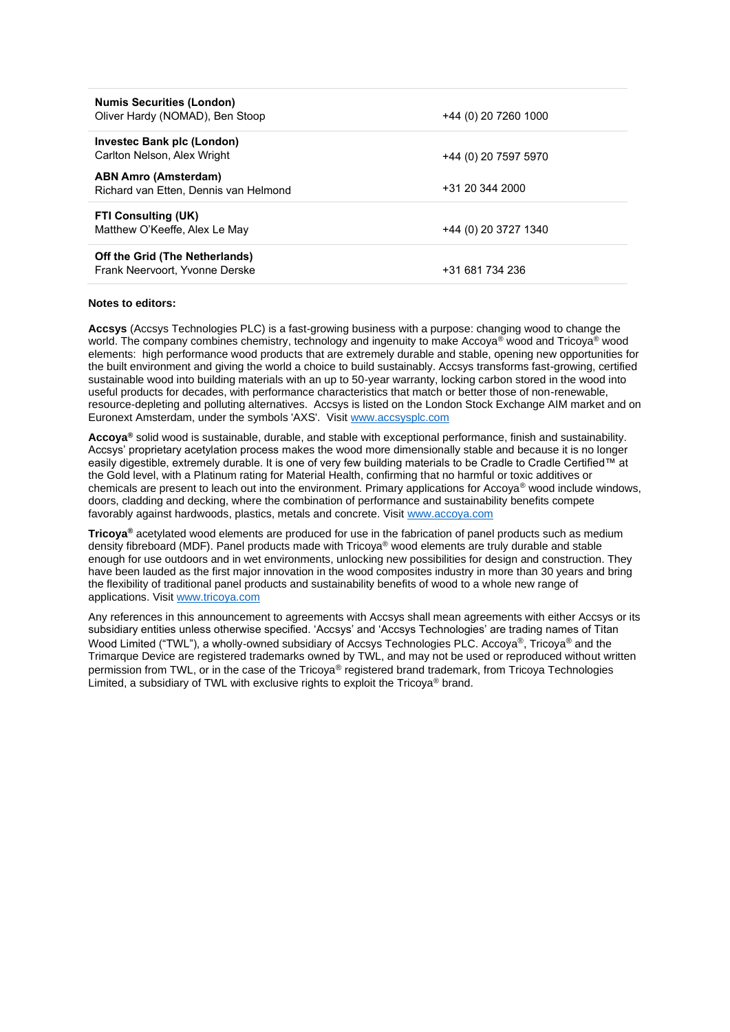| | |
|---|---|
| **Numis Securities (London)**<br>Oliver Hardy (NOMAD), Ben Stoop | +44 (0) 20 7260 1000 |
| **Investec Bank plc (London)**<br>Carlton Nelson, Alex Wright | +44 (0) 20 7597 5970 |
| **ABN Amro (Amsterdam)**<br>Richard van Etten, Dennis van Helmond | +31 20 344 2000 |
| **FTI Consulting (UK)**<br>Matthew O'Keeffe, Alex Le May | +44 (0) 20 3727 1340 |
| **Off the Grid (The Netherlands)**<br>Frank Neervoort, Yvonne Derske | +31 681 734 236 |

**Notes to editors:**

**Accsys** (Accsys Technologies PLC) is a fast-growing business with a purpose: changing wood to change the world. The company combines chemistry, technology and ingenuity to make Accoya® wood and Tricoya® wood elements: high performance wood products that are extremely durable and stable, opening new opportunities for the built environment and giving the world a choice to build sustainably. Accsys transforms fast-growing, certified sustainable wood into building materials with an up to 50-year warranty, locking carbon stored in the wood into useful products for decades, with performance characteristics that match or better those of non-renewable, resource-depleting and polluting alternatives. Accsys is listed on the London Stock Exchange AIM market and on Euronext Amsterdam, under the symbols 'AXS'. Visit www.accsysplc.com

**Accoya®** solid wood is sustainable, durable, and stable with exceptional performance, finish and sustainability. Accsys' proprietary acetylation process makes the wood more dimensionally stable and because it is no longer easily digestible, extremely durable. It is one of very few building materials to be Cradle to Cradle Certified™ at the Gold level, with a Platinum rating for Material Health, confirming that no harmful or toxic additives or chemicals are present to leach out into the environment. Primary applications for Accoya® wood include windows, doors, cladding and decking, where the combination of performance and sustainability benefits compete favorably against hardwoods, plastics, metals and concrete. Visit www.accoya.com

**Tricoya®** acetylated wood elements are produced for use in the fabrication of panel products such as medium density fibreboard (MDF). Panel products made with Tricoya® wood elements are truly durable and stable enough for use outdoors and in wet environments, unlocking new possibilities for design and construction. They have been lauded as the first major innovation in the wood composites industry in more than 30 years and bring the flexibility of traditional panel products and sustainability benefits of wood to a whole new range of applications. Visit www.tricoya.com

Any references in this announcement to agreements with Accsys shall mean agreements with either Accsys or its subsidiary entities unless otherwise specified. 'Accsys' and 'Accsys Technologies' are trading names of Titan Wood Limited ("TWL"), a wholly-owned subsidiary of Accsys Technologies PLC. Accoya®, Tricoya® and the Trimarque Device are registered trademarks owned by TWL, and may not be used or reproduced without written permission from TWL, or in the case of the Tricoya® registered brand trademark, from Tricoya Technologies Limited, a subsidiary of TWL with exclusive rights to exploit the Tricoya® brand.